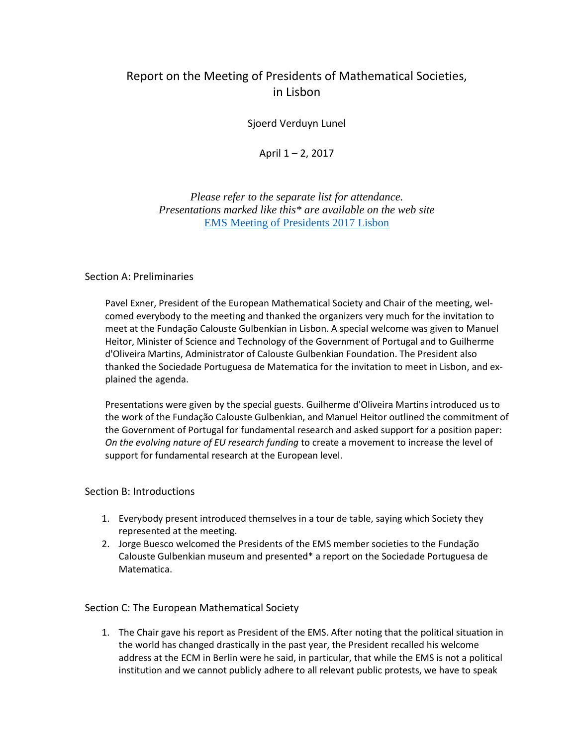# Report on the Meeting of Presidents of Mathematical Societies, in Lisbon

Sjoerd Verduyn Lunel

April 1 – 2, 2017

*Please refer to the separate list for attendance.*
*Presentations marked like this* are available on the web site*
[EMS Meeting of Presidents 2017 Lisbon]

## Section A: Preliminaries

Pavel Exner, President of the European Mathematical Society and Chair of the meeting, welcomed everybody to the meeting and thanked the organizers very much for the invitation to meet at the Fundação Calouste Gulbenkian in Lisbon. A special welcome was given to Manuel Heitor, Minister of Science and Technology of the Government of Portugal and to Guilherme d'Oliveira Martins, Administrator of Calouste Gulbenkian Foundation. The President also thanked the Sociedade Portuguesa de Matematica for the invitation to meet in Lisbon, and explained the agenda.

Presentations were given by the special guests. Guilherme d'Oliveira Martins introduced us to the work of the Fundação Calouste Gulbenkian, and Manuel Heitor outlined the commitment of the Government of Portugal for fundamental research and asked support for a position paper: *On the evolving nature of EU research funding* to create a movement to increase the level of support for fundamental research at the European level.

## Section B: Introductions

1. Everybody present introduced themselves in a tour de table, saying which Society they represented at the meeting.
2. Jorge Buesco welcomed the Presidents of the EMS member societies to the Fundação Calouste Gulbenkian museum and presented* a report on the Sociedade Portuguesa de Matematica.

## Section C: The European Mathematical Society

1. The Chair gave his report as President of the EMS. After noting that the political situation in the world has changed drastically in the past year, the President recalled his welcome address at the ECM in Berlin were he said, in particular, that while the EMS is not a political institution and we cannot publicly adhere to all relevant public protests, we have to speak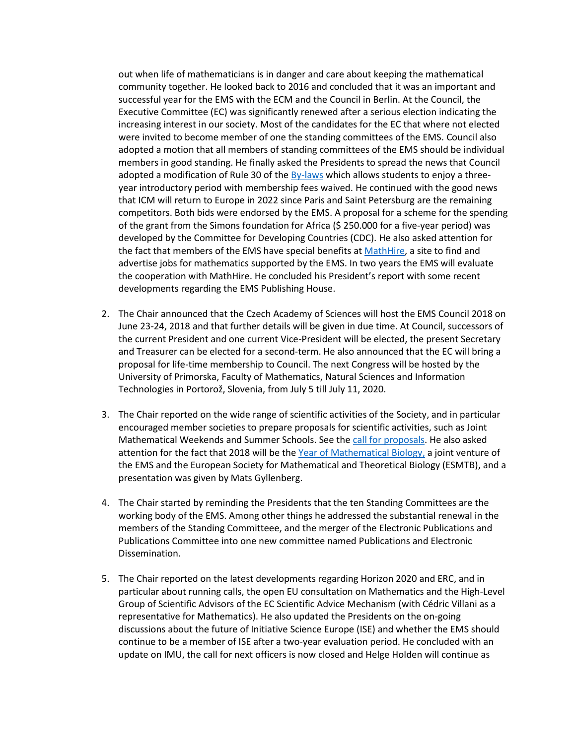out when life of mathematicians is in danger and care about keeping the mathematical community together. He looked back to 2016 and concluded that it was an important and successful year for the EMS with the ECM and the Council in Berlin. At the Council, the Executive Committee (EC) was significantly renewed after a serious election indicating the increasing interest in our society. Most of the candidates for the EC that where not elected were invited to become member of one the standing committees of the EMS. Council also adopted a motion that all members of standing committees of the EMS should be individual members in good standing. He finally asked the Presidents to spread the news that Council adopted a modification of Rule 30 of the By-laws which allows students to enjoy a three-year introductory period with membership fees waived. He continued with the good news that ICM will return to Europe in 2022 since Paris and Saint Petersburg are the remaining competitors. Both bids were endorsed by the EMS. A proposal for a scheme for the spending of the grant from the Simons foundation for Africa ($ 250.000 for a five-year period) was developed by the Committee for Developing Countries (CDC). He also asked attention for the fact that members of the EMS have special benefits at MathHire, a site to find and advertise jobs for mathematics supported by the EMS. In two years the EMS will evaluate the cooperation with MathHire. He concluded his President's report with some recent developments regarding the EMS Publishing House.

2. The Chair announced that the Czech Academy of Sciences will host the EMS Council 2018 on June 23-24, 2018 and that further details will be given in due time. At Council, successors of the current President and one current Vice-President will be elected, the present Secretary and Treasurer can be elected for a second-term. He also announced that the EC will bring a proposal for life-time membership to Council. The next Congress will be hosted by the University of Primorska, Faculty of Mathematics, Natural Sciences and Information Technologies in Portorož, Slovenia, from July 5 till July 11, 2020.

3. The Chair reported on the wide range of scientific activities of the Society, and in particular encouraged member societies to prepare proposals for scientific activities, such as Joint Mathematical Weekends and Summer Schools. See the call for proposals. He also asked attention for the fact that 2018 will be the Year of Mathematical Biology, a joint venture of the EMS and the European Society for Mathematical and Theoretical Biology (ESMTB), and a presentation was given by Mats Gyllenberg.

4. The Chair started by reminding the Presidents that the ten Standing Committees are the working body of the EMS. Among other things he addressed the substantial renewal in the members of the Standing Committeee, and the merger of the Electronic Publications and Publications Committee into one new committee named Publications and Electronic Dissemination.

5. The Chair reported on the latest developments regarding Horizon 2020 and ERC, and in particular about running calls, the open EU consultation on Mathematics and the High-Level Group of Scientific Advisors of the EC Scientific Advice Mechanism (with Cédric Villani as a representative for Mathematics). He also updated the Presidents on the on-going discussions about the future of Initiative Science Europe (ISE) and whether the EMS should continue to be a member of ISE after a two-year evaluation period. He concluded with an update on IMU, the call for next officers is now closed and Helge Holden will continue as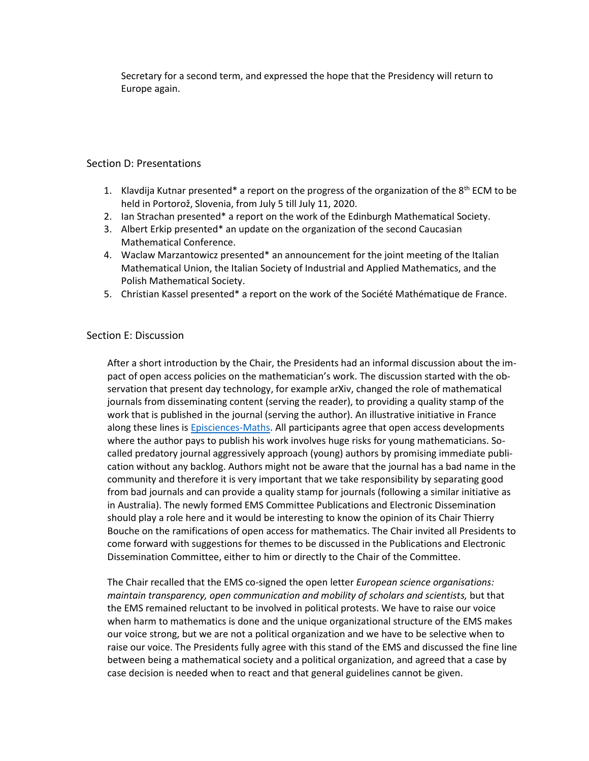Secretary for a second term, and expressed the hope that the Presidency will return to Europe again.

## Section D: Presentations

1. Klavdija Kutnar presented* a report on the progress of the organization of the 8th ECM to be held in Portorož, Slovenia, from July 5 till July 11, 2020.
2. Ian Strachan presented* a report on the work of the Edinburgh Mathematical Society.
3. Albert Erkip presented* an update on the organization of the second Caucasian Mathematical Conference.
4. Waclaw Marzantowicz presented* an announcement for the joint meeting of the Italian Mathematical Union, the Italian Society of Industrial and Applied Mathematics, and the Polish Mathematical Society.
5. Christian Kassel presented* a report on the work of the Société Mathématique de France.

## Section E: Discussion

After a short introduction by the Chair, the Presidents had an informal discussion about the impact of open access policies on the mathematician's work. The discussion started with the observation that present day technology, for example arXiv, changed the role of mathematical journals from disseminating content (serving the reader), to providing a quality stamp of the work that is published in the journal (serving the author). An illustrative initiative in France along these lines is Episciences-Maths. All participants agree that open access developments where the author pays to publish his work involves huge risks for young mathematicians. So-called predatory journal aggressively approach (young) authors by promising immediate publication without any backlog. Authors might not be aware that the journal has a bad name in the community and therefore it is very important that we take responsibility by separating good from bad journals and can provide a quality stamp for journals (following a similar initiative as in Australia). The newly formed EMS Committee Publications and Electronic Dissemination should play a role here and it would be interesting to know the opinion of its Chair Thierry Bouche on the ramifications of open access for mathematics. The Chair invited all Presidents to come forward with suggestions for themes to be discussed in the Publications and Electronic Dissemination Committee, either to him or directly to the Chair of the Committee.

The Chair recalled that the EMS co-signed the open letter *European science organisations: maintain transparency, open communication and mobility of scholars and scientists,* but that the EMS remained reluctant to be involved in political protests. We have to raise our voice when harm to mathematics is done and the unique organizational structure of the EMS makes our voice strong, but we are not a political organization and we have to be selective when to raise our voice. The Presidents fully agree with this stand of the EMS and discussed the fine line between being a mathematical society and a political organization, and agreed that a case by case decision is needed when to react and that general guidelines cannot be given.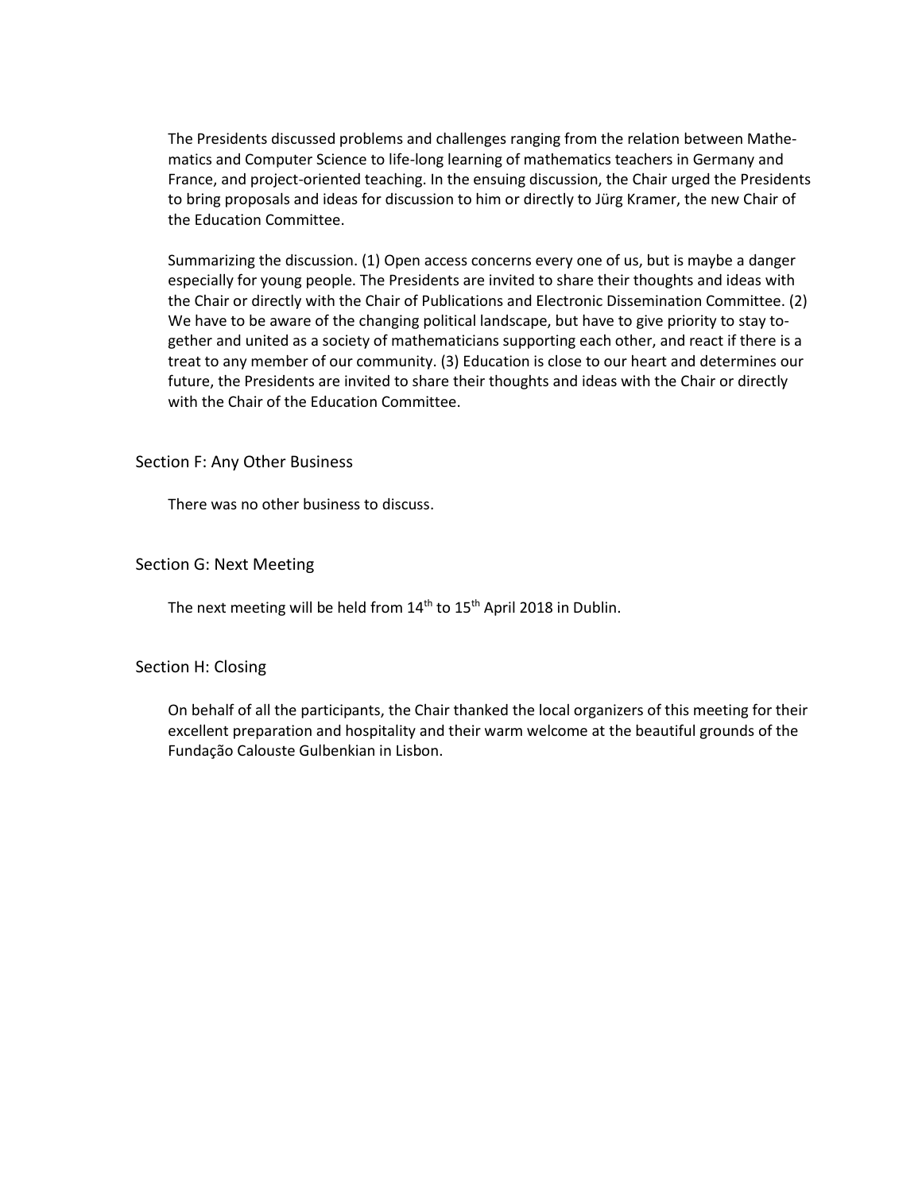The Presidents discussed problems and challenges ranging from the relation between Mathematics and Computer Science to life-long learning of mathematics teachers in Germany and France, and project-oriented teaching. In the ensuing discussion, the Chair urged the Presidents to bring proposals and ideas for discussion to him or directly to Jürg Kramer, the new Chair of the Education Committee.

Summarizing the discussion. (1) Open access concerns every one of us, but is maybe a danger especially for young people. The Presidents are invited to share their thoughts and ideas with the Chair or directly with the Chair of Publications and Electronic Dissemination Committee. (2) We have to be aware of the changing political landscape, but have to give priority to stay together and united as a society of mathematicians supporting each other, and react if there is a treat to any member of our community. (3) Education is close to our heart and determines our future, the Presidents are invited to share their thoughts and ideas with the Chair or directly with the Chair of the Education Committee.

## Section F: Any Other Business

There was no other business to discuss.

## Section G: Next Meeting

The next meeting will be held from 14th to 15th April 2018 in Dublin.

## Section H: Closing

On behalf of all the participants, the Chair thanked the local organizers of this meeting for their excellent preparation and hospitality and their warm welcome at the beautiful grounds of the Fundação Calouste Gulbenkian in Lisbon.